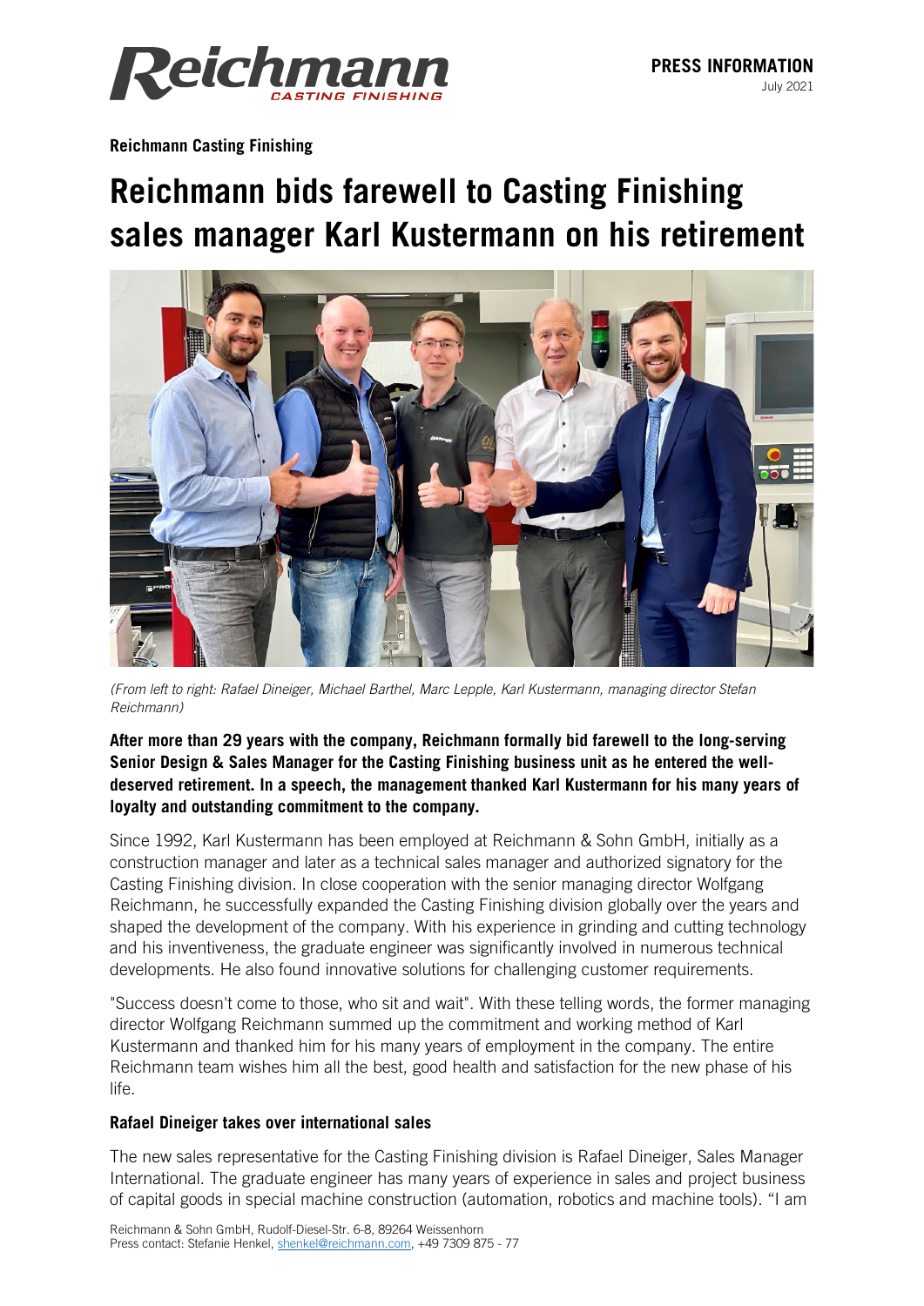**PRESS INFORMATION**
July 2021

**Reichmann Casting Finishing**

# Reichmann bids farewell to Casting Finishing sales manager Karl Kustermann on his retirement

*(From left to right: Rafael Dineiger, Michael Barthel, Marc Lepple, Karl Kustermann, managing director Stefan Reichmann)*

**After more than 29 years with the company, Reichmann formally bid farewell to the long-serving Senior Design & Sales Manager for the Casting Finishing business unit as he entered the well-deserved retirement. In a speech, the management thanked Karl Kustermann for his many years of loyalty and outstanding commitment to the company.**

Since 1992, Karl Kustermann has been employed at Reichmann & Sohn GmbH, initially as a construction manager and later as a technical sales manager and authorized signatory for the Casting Finishing division. In close cooperation with the senior managing director Wolfgang Reichmann, he successfully expanded the Casting Finishing division globally over the years and shaped the development of the company. With his experience in grinding and cutting technology and his inventiveness, the graduate engineer was significantly involved in numerous technical developments. He also found innovative solutions for challenging customer requirements.

"Success doesn't come to those, who sit and wait". With these telling words, the former managing director Wolfgang Reichmann summed up the commitment and working method of Karl Kustermann and thanked him for his many years of employment in the company. The entire Reichmann team wishes him all the best, good health and satisfaction for the new phase of his life.

**Rafael Dineiger takes over international sales**

The new sales representative for the Casting Finishing division is Rafael Dineiger, Sales Manager International. The graduate engineer has many years of experience in sales and project business of capital goods in special machine construction (automation, robotics and machine tools). "I am

Reichmann & Sohn GmbH, Rudolf-Diesel-Str. 6-8, 89264 Weissenhorn
Press contact: Stefanie Henkel, shenkel@reichmann.com, +49 7309 875 - 77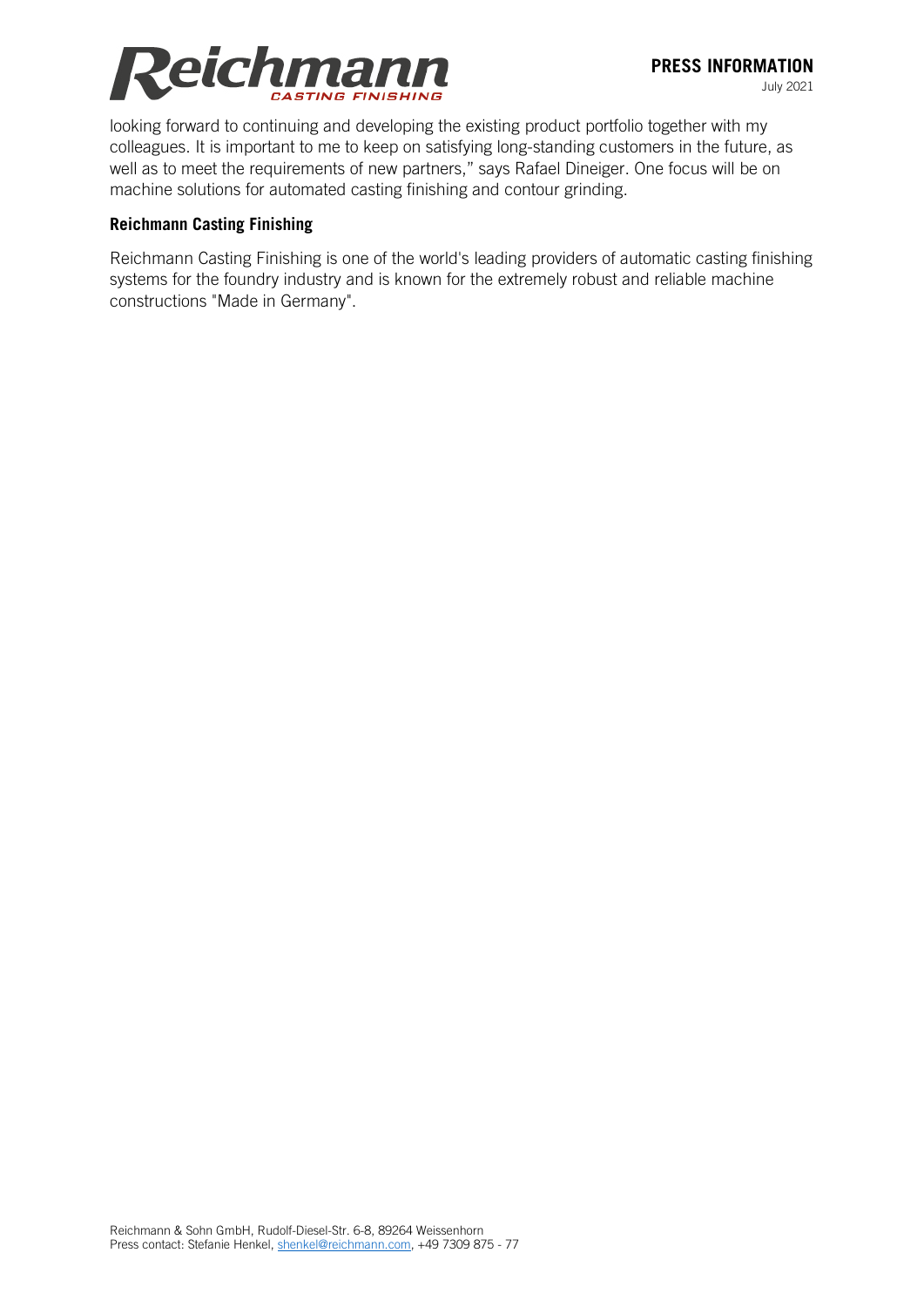looking forward to continuing and developing the existing product portfolio together with my colleagues. It is important to me to keep on satisfying long-standing customers in the future, as well as to meet the requirements of new partners," says Rafael Dineiger. One focus will be on machine solutions for automated casting finishing and contour grinding.

## Reichmann Casting Finishing

Reichmann Casting Finishing is one of the world's leading providers of automatic casting finishing systems for the foundry industry and is known for the extremely robust and reliable machine constructions "Made in Germany".